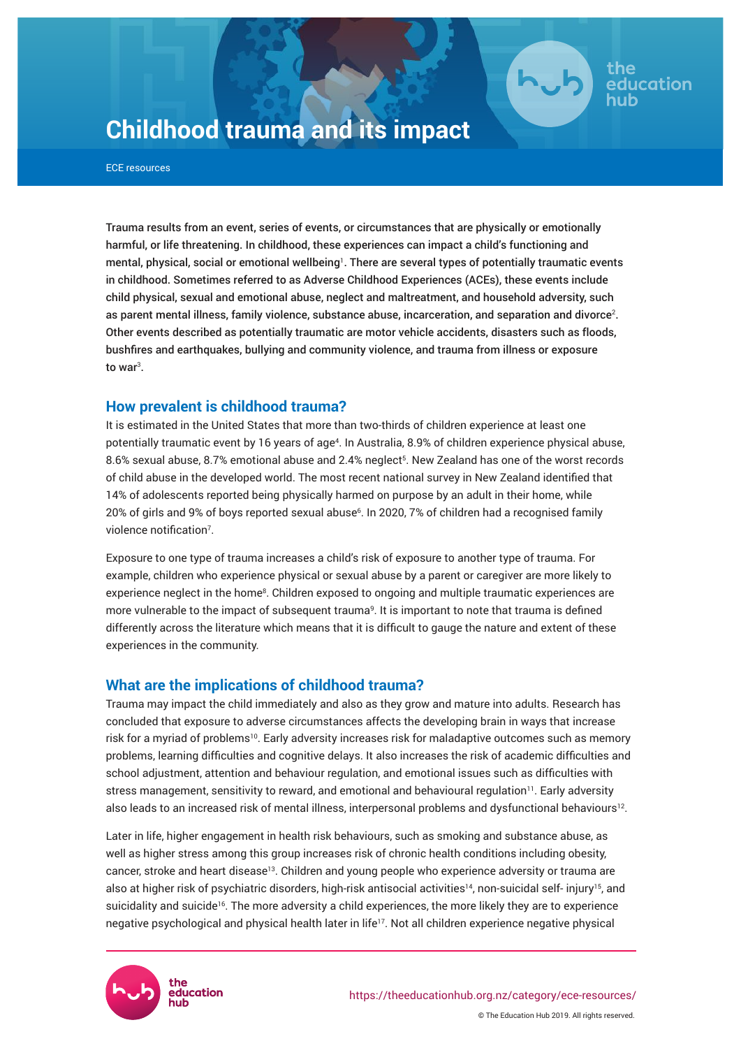# Childhood trauma and its impact

ECE resources

Trauma results from an event, series of events, or circumstances that are physically or emotionally harmful, or life threatening. In childhood, these experiences can impact a child's functioning and mental, physical, social or emotional wellbeing[1]. There are several types of potentially traumatic events in childhood. Sometimes referred to as Adverse Childhood Experiences (ACEs), these events include child physical, sexual and emotional abuse, neglect and maltreatment, and household adversity, such as parent mental illness, family violence, substance abuse, incarceration, and separation and divorce[2]. Other events described as potentially traumatic are motor vehicle accidents, disasters such as floods, bushfires and earthquakes, bullying and community violence, and trauma from illness or exposure to war[3].

## How prevalent is childhood trauma?

It is estimated in the United States that more than two-thirds of children experience at least one potentially traumatic event by 16 years of age[4]. In Australia, 8.9% of children experience physical abuse, 8.6% sexual abuse, 8.7% emotional abuse and 2.4% neglect[5]. New Zealand has one of the worst records of child abuse in the developed world. The most recent national survey in New Zealand identified that 14% of adolescents reported being physically harmed on purpose by an adult in their home, while 20% of girls and 9% of boys reported sexual abuse[6]. In 2020, 7% of children had a recognised family violence notification[7].

Exposure to one type of trauma increases a child's risk of exposure to another type of trauma. For example, children who experience physical or sexual abuse by a parent or caregiver are more likely to experience neglect in the home[8]. Children exposed to ongoing and multiple traumatic experiences are more vulnerable to the impact of subsequent trauma[9]. It is important to note that trauma is defined differently across the literature which means that it is difficult to gauge the nature and extent of these experiences in the community.

## What are the implications of childhood trauma?

Trauma may impact the child immediately and also as they grow and mature into adults. Research has concluded that exposure to adverse circumstances affects the developing brain in ways that increase risk for a myriad of problems[10]. Early adversity increases risk for maladaptive outcomes such as memory problems, learning difficulties and cognitive delays. It also increases the risk of academic difficulties and school adjustment, attention and behaviour regulation, and emotional issues such as difficulties with stress management, sensitivity to reward, and emotional and behavioural regulation[11]. Early adversity also leads to an increased risk of mental illness, interpersonal problems and dysfunctional behaviours[12].

Later in life, higher engagement in health risk behaviours, such as smoking and substance abuse, as well as higher stress among this group increases risk of chronic health conditions including obesity, cancer, stroke and heart disease[13]. Children and young people who experience adversity or trauma are also at higher risk of psychiatric disorders, high-risk antisocial activities[14], non-suicidal self- injury[15], and suicidality and suicide[16]. The more adversity a child experiences, the more likely they are to experience negative psychological and physical health later in life[17]. Not all children experience negative physical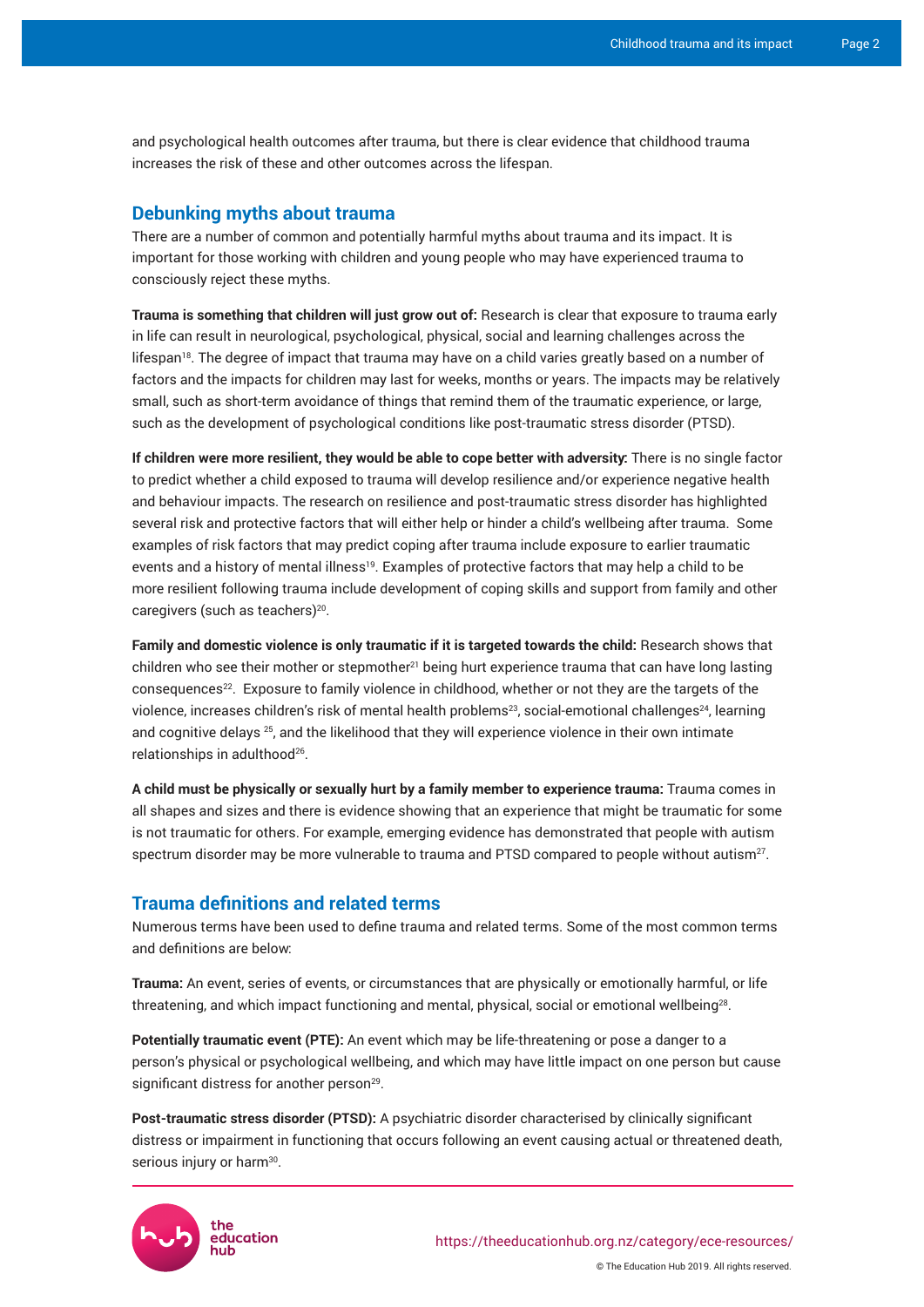and psychological health outcomes after trauma, but there is clear evidence that childhood trauma increases the risk of these and other outcomes across the lifespan.

## Debunking myths about trauma

There are a number of common and potentially harmful myths about trauma and its impact. It is important for those working with children and young people who may have experienced trauma to consciously reject these myths.

**Trauma is something that children will just grow out of:** Research is clear that exposure to trauma early in life can result in neurological, psychological, physical, social and learning challenges across the lifespan[18]. The degree of impact that trauma may have on a child varies greatly based on a number of factors and the impacts for children may last for weeks, months or years. The impacts may be relatively small, such as short-term avoidance of things that remind them of the traumatic experience, or large, such as the development of psychological conditions like post-traumatic stress disorder (PTSD).

**If children were more resilient, they would be able to cope better with adversity:** There is no single factor to predict whether a child exposed to trauma will develop resilience and/or experience negative health and behaviour impacts. The research on resilience and post-traumatic stress disorder has highlighted several risk and protective factors that will either help or hinder a child's wellbeing after trauma. Some examples of risk factors that may predict coping after trauma include exposure to earlier traumatic events and a history of mental illness[19]. Examples of protective factors that may help a child to be more resilient following trauma include development of coping skills and support from family and other caregivers (such as teachers)[20].

**Family and domestic violence is only traumatic if it is targeted towards the child:** Research shows that children who see their mother or stepmother[21] being hurt experience trauma that can have long lasting consequences[22]. Exposure to family violence in childhood, whether or not they are the targets of the violence, increases children's risk of mental health problems[23], social-emotional challenges[24], learning and cognitive delays [25], and the likelihood that they will experience violence in their own intimate relationships in adulthood[26].

**A child must be physically or sexually hurt by a family member to experience trauma:** Trauma comes in all shapes and sizes and there is evidence showing that an experience that might be traumatic for some is not traumatic for others. For example, emerging evidence has demonstrated that people with autism spectrum disorder may be more vulnerable to trauma and PTSD compared to people without autism[27].

## Trauma definitions and related terms

Numerous terms have been used to define trauma and related terms. Some of the most common terms and definitions are below:

**Trauma:** An event, series of events, or circumstances that are physically or emotionally harmful, or life threatening, and which impact functioning and mental, physical, social or emotional wellbeing[28].

**Potentially traumatic event (PTE):** An event which may be life-threatening or pose a danger to a person's physical or psychological wellbeing, and which may have little impact on one person but cause significant distress for another person[29].

**Post-traumatic stress disorder (PTSD):** A psychiatric disorder characterised by clinically significant distress or impairment in functioning that occurs following an event causing actual or threatened death, serious injury or harm[30].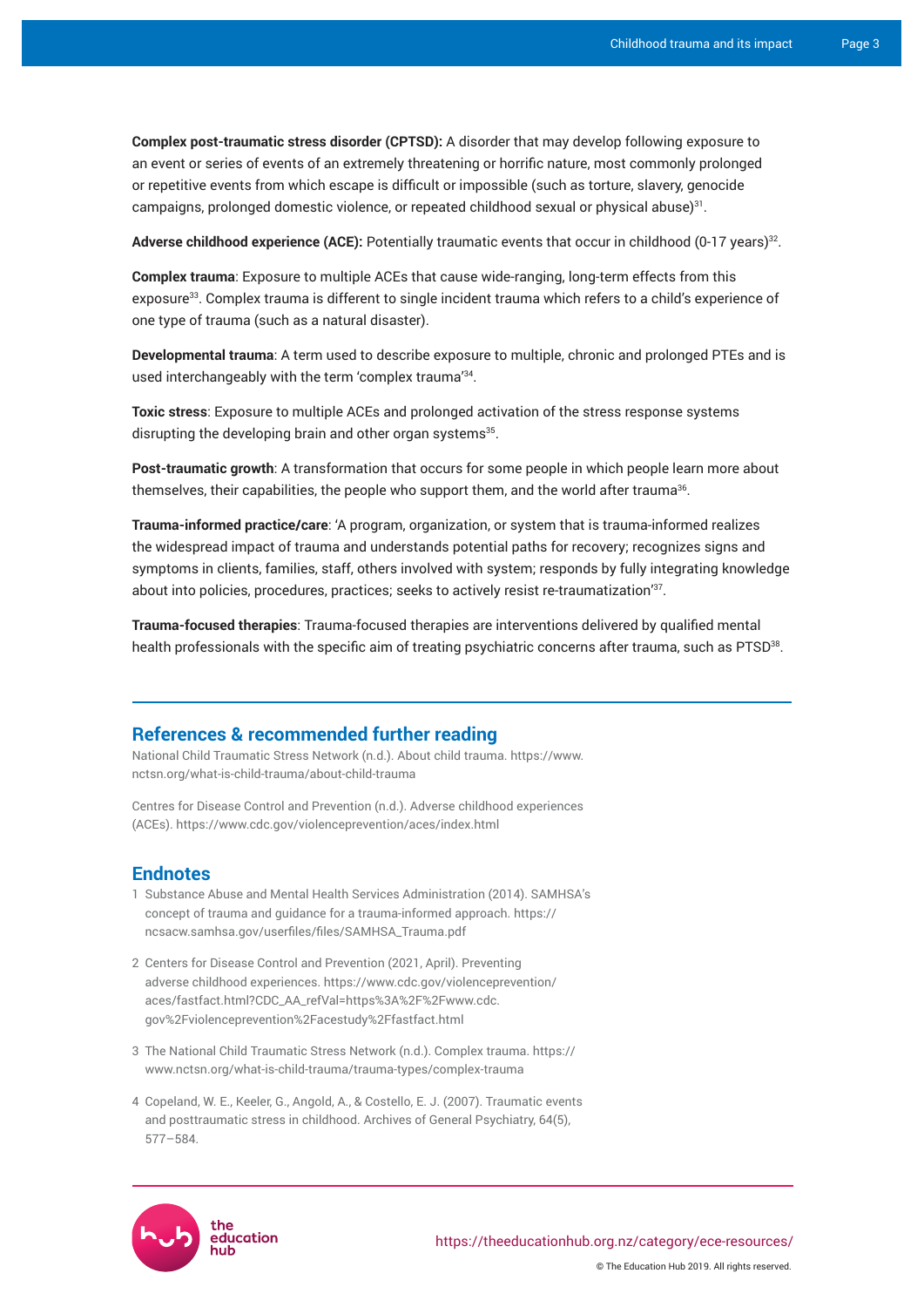**Complex post-traumatic stress disorder (CPTSD):** A disorder that may develop following exposure to an event or series of events of an extremely threatening or horrific nature, most commonly prolonged or repetitive events from which escape is difficult or impossible (such as torture, slavery, genocide campaigns, prolonged domestic violence, or repeated childhood sexual or physical abuse)[31].

**Adverse childhood experience (ACE):** Potentially traumatic events that occur in childhood (0-17 years)[32].

**Complex trauma**: Exposure to multiple ACEs that cause wide-ranging, long-term effects from this exposure[33]. Complex trauma is different to single incident trauma which refers to a child's experience of one type of trauma (such as a natural disaster).

**Developmental trauma**: A term used to describe exposure to multiple, chronic and prolonged PTEs and is used interchangeably with the term 'complex trauma'[34].

**Toxic stress**: Exposure to multiple ACEs and prolonged activation of the stress response systems disrupting the developing brain and other organ systems[35].

**Post-traumatic growth**: A transformation that occurs for some people in which people learn more about themselves, their capabilities, the people who support them, and the world after trauma[36].

**Trauma-informed practice/care**: 'A program, organization, or system that is trauma-informed realizes the widespread impact of trauma and understands potential paths for recovery; recognizes signs and symptoms in clients, families, staff, others involved with system; responds by fully integrating knowledge about into policies, procedures, practices; seeks to actively resist re-traumatization'[37].

**Trauma-focused therapies**: Trauma-focused therapies are interventions delivered by qualified mental health professionals with the specific aim of treating psychiatric concerns after trauma, such as PTSD[38].

## References & recommended further reading

National Child Traumatic Stress Network (n.d.). About child trauma. https://www.nctsn.org/what-is-child-trauma/about-child-trauma

Centres for Disease Control and Prevention (n.d.). Adverse childhood experiences (ACEs). https://www.cdc.gov/violenceprevention/aces/index.html

## Endnotes

1. Substance Abuse and Mental Health Services Administration (2014). SAMHSA's concept of trauma and guidance for a trauma-informed approach. https://ncsacw.samhsa.gov/userfiles/files/SAMHSA_Trauma.pdf

2. Centers for Disease Control and Prevention (2021, April). Preventing adverse childhood experiences. https://www.cdc.gov/violenceprevention/aces/fastfact.html?CDC_AA_refVal=https%3A%2F%2Fwww.cdc.gov%2Fviolenceprevention%2Facestudy%2Ffastfact.html

3. The National Child Traumatic Stress Network (n.d.). Complex trauma. https://www.nctsn.org/what-is-child-trauma/trauma-types/complex-trauma

4. Copeland, W. E., Keeler, G., Angold, A., & Costello, E. J. (2007). Traumatic events and posttraumatic stress in childhood. Archives of General Psychiatry, 64(5), 577–584.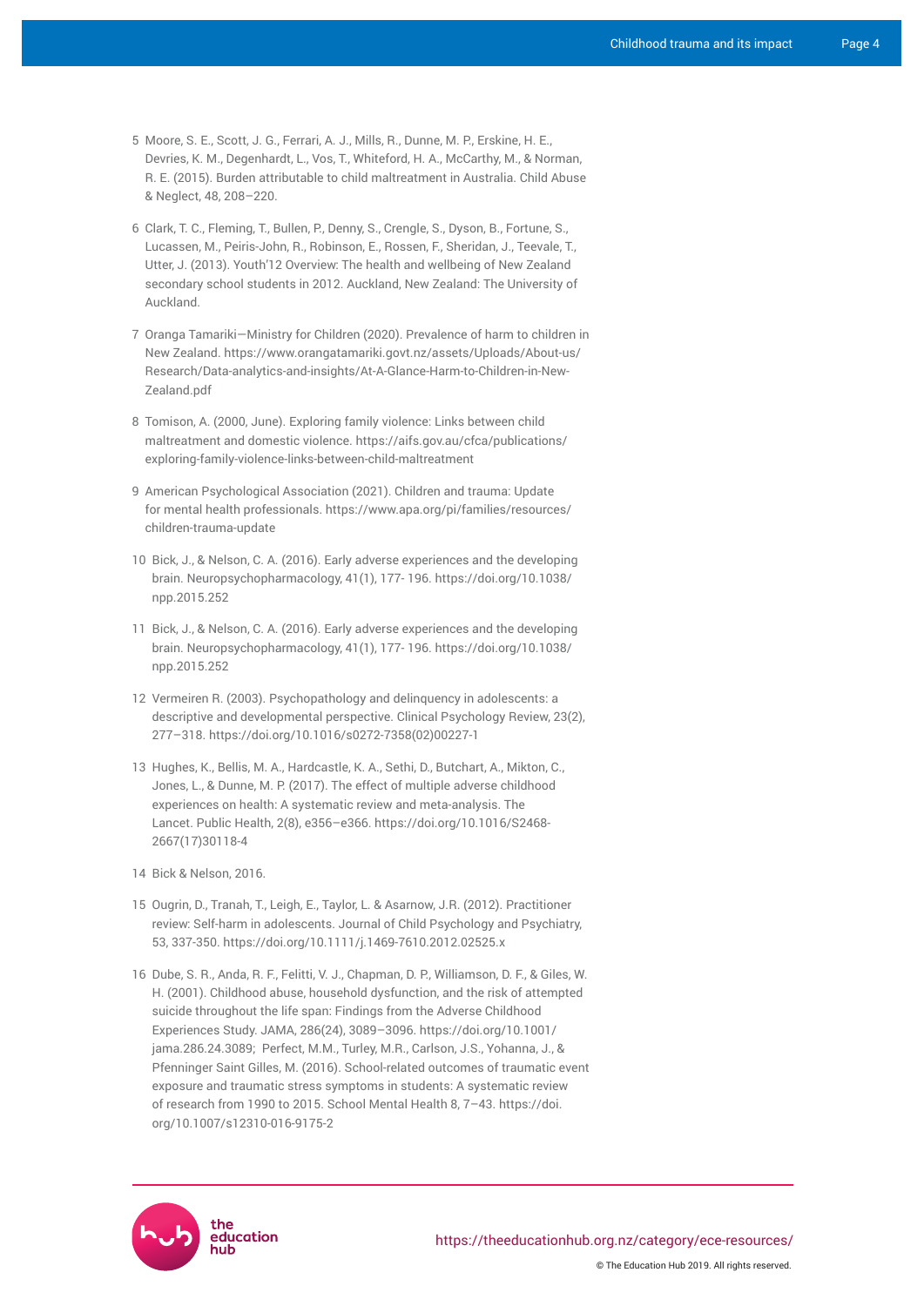5 Moore, S. E., Scott, J. G., Ferrari, A. J., Mills, R., Dunne, M. P., Erskine, H. E., Devries, K. M., Degenhardt, L., Vos, T., Whiteford, H. A., McCarthy, M., & Norman, R. E. (2015). Burden attributable to child maltreatment in Australia. Child Abuse & Neglect, 48, 208–220.

6 Clark, T. C., Fleming, T., Bullen, P., Denny, S., Crengle, S., Dyson, B., Fortune, S., Lucassen, M., Peiris-John, R., Robinson, E., Rossen, F., Sheridan, J., Teevale, T., Utter, J. (2013). Youth'12 Overview: The health and wellbeing of New Zealand secondary school students in 2012. Auckland, New Zealand: The University of Auckland.

7 Oranga Tamariki—Ministry for Children (2020). Prevalence of harm to children in New Zealand. https://www.orangatamariki.govt.nz/assets/Uploads/About-us/Research/Data-analytics-and-insights/At-A-Glance-Harm-to-Children-in-New-Zealand.pdf

8 Tomison, A. (2000, June). Exploring family violence: Links between child maltreatment and domestic violence. https://aifs.gov.au/cfca/publications/exploring-family-violence-links-between-child-maltreatment

9 American Psychological Association (2021). Children and trauma: Update for mental health professionals. https://www.apa.org/pi/families/resources/children-trauma-update

10 Bick, J., & Nelson, C. A. (2016). Early adverse experiences and the developing brain. Neuropsychopharmacology, 41(1), 177- 196. https://doi.org/10.1038/npp.2015.252

11 Bick, J., & Nelson, C. A. (2016). Early adverse experiences and the developing brain. Neuropsychopharmacology, 41(1), 177- 196. https://doi.org/10.1038/npp.2015.252

12 Vermeiren R. (2003). Psychopathology and delinquency in adolescents: a descriptive and developmental perspective. Clinical Psychology Review, 23(2), 277–318. https://doi.org/10.1016/s0272-7358(02)00227-1

13 Hughes, K., Bellis, M. A., Hardcastle, K. A., Sethi, D., Butchart, A., Mikton, C., Jones, L., & Dunne, M. P. (2017). The effect of multiple adverse childhood experiences on health: A systematic review and meta-analysis. The Lancet. Public Health, 2(8), e356–e366. https://doi.org/10.1016/S2468-2667(17)30118-4

14 Bick & Nelson, 2016.

15 Ougrin, D., Tranah, T., Leigh, E., Taylor, L. & Asarnow, J.R. (2012). Practitioner review: Self-harm in adolescents. Journal of Child Psychology and Psychiatry, 53, 337-350. https://doi.org/10.1111/j.1469-7610.2012.02525.x

16 Dube, S. R., Anda, R. F., Felitti, V. J., Chapman, D. P., Williamson, D. F., & Giles, W. H. (2001). Childhood abuse, household dysfunction, and the risk of attempted suicide throughout the life span: Findings from the Adverse Childhood Experiences Study. JAMA, 286(24), 3089–3096. https://doi.org/10.1001/jama.286.24.3089; Perfect, M.M., Turley, M.R., Carlson, J.S., Yohanna, J., & Pfenninger Saint Gilles, M. (2016). School-related outcomes of traumatic event exposure and traumatic stress symptoms in students: A systematic review of research from 1990 to 2015. School Mental Health 8, 7–43. https://doi.org/10.1007/s12310-016-9175-2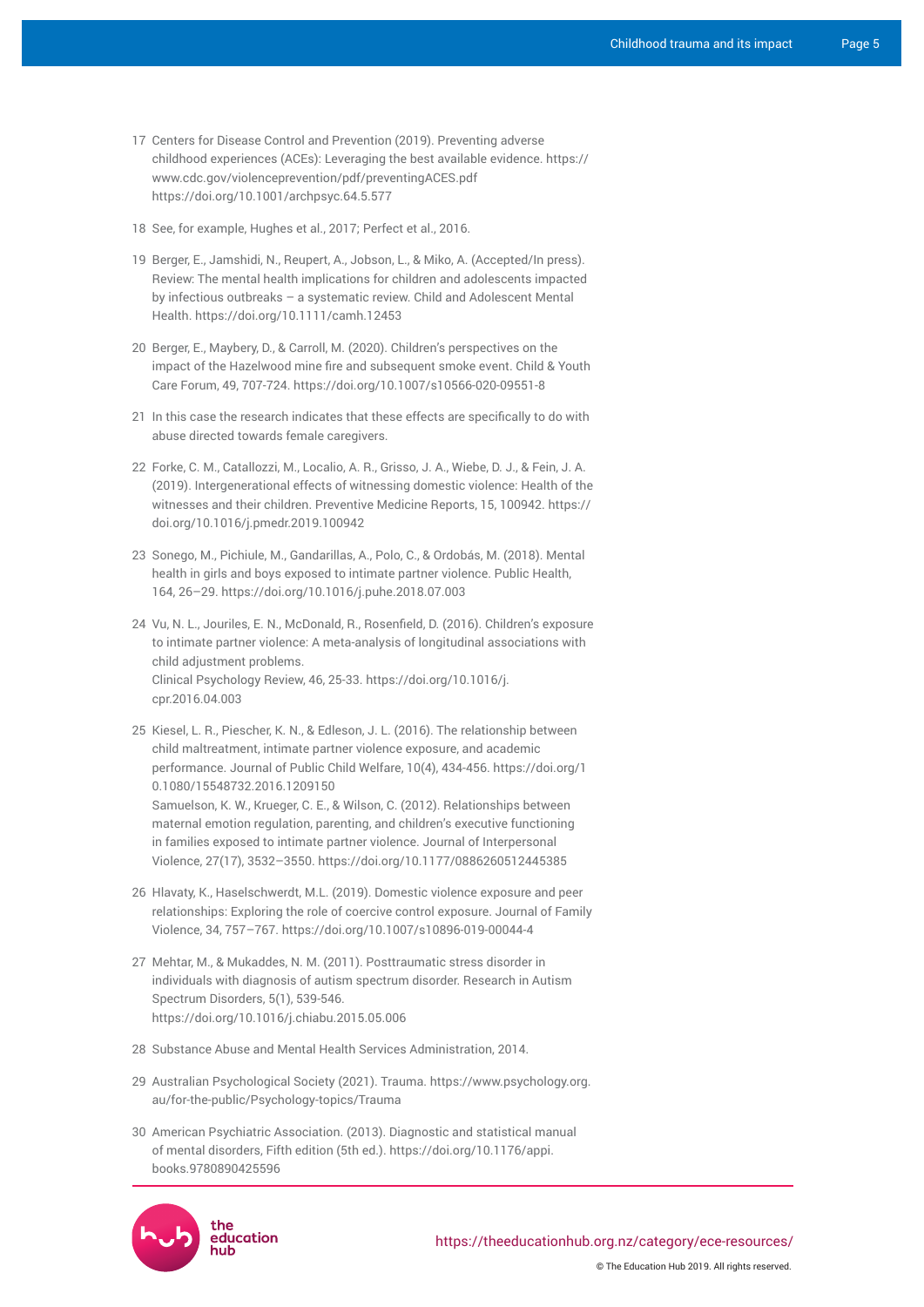17 Centers for Disease Control and Prevention (2019). Preventing adverse childhood experiences (ACEs): Leveraging the best available evidence. https://www.cdc.gov/violenceprevention/pdf/preventingACES.pdf https://doi.org/10.1001/archpsyc.64.5.577

18 See, for example, Hughes et al., 2017; Perfect et al., 2016.

19 Berger, E., Jamshidi, N., Reupert, A., Jobson, L., & Miko, A. (Accepted/In press). Review: The mental health implications for children and adolescents impacted by infectious outbreaks – a systematic review. Child and Adolescent Mental Health. https://doi.org/10.1111/camh.12453

20 Berger, E., Maybery, D., & Carroll, M. (2020). Children's perspectives on the impact of the Hazelwood mine fire and subsequent smoke event. Child & Youth Care Forum, 49, 707-724. https://doi.org/10.1007/s10566-020-09551-8

21 In this case the research indicates that these effects are specifically to do with abuse directed towards female caregivers.

22 Forke, C. M., Catallozzi, M., Localio, A. R., Grisso, J. A., Wiebe, D. J., & Fein, J. A. (2019). Intergenerational effects of witnessing domestic violence: Health of the witnesses and their children. Preventive Medicine Reports, 15, 100942. https://doi.org/10.1016/j.pmedr.2019.100942

23 Sonego, M., Pichiule, M., Gandarillas, A., Polo, C., & Ordobás, M. (2018). Mental health in girls and boys exposed to intimate partner violence. Public Health, 164, 26–29. https://doi.org/10.1016/j.puhe.2018.07.003

24 Vu, N. L., Jouriles, E. N., McDonald, R., Rosenfield, D. (2016). Children's exposure to intimate partner violence: A meta-analysis of longitudinal associations with child adjustment problems.
Clinical Psychology Review, 46, 25-33. https://doi.org/10.1016/j.cpr.2016.04.003

25 Kiesel, L. R., Piescher, K. N., & Edleson, J. L. (2016). The relationship between child maltreatment, intimate partner violence exposure, and academic performance. Journal of Public Child Welfare, 10(4), 434-456. https://doi.org/10.1080/15548732.2016.1209150
Samuelson, K. W., Krueger, C. E., & Wilson, C. (2012). Relationships between maternal emotion regulation, parenting, and children's executive functioning in families exposed to intimate partner violence. Journal of Interpersonal Violence, 27(17), 3532–3550. https://doi.org/10.1177/0886260512445385

26 Hlavaty, K., Haselschwerdt, M.L. (2019). Domestic violence exposure and peer relationships: Exploring the role of coercive control exposure. Journal of Family Violence, 34, 757–767. https://doi.org/10.1007/s10896-019-00044-4

27 Mehtar, M., & Mukaddes, N. M. (2011). Posttraumatic stress disorder in individuals with diagnosis of autism spectrum disorder. Research in Autism Spectrum Disorders, 5(1), 539-546.
https://doi.org/10.1016/j.chiabu.2015.05.006

28 Substance Abuse and Mental Health Services Administration, 2014.

29 Australian Psychological Society (2021). Trauma. https://www.psychology.org.au/for-the-public/Psychology-topics/Trauma

30 American Psychiatric Association. (2013). Diagnostic and statistical manual of mental disorders, Fifth edition (5th ed.). https://doi.org/10.1176/appi.books.9780890425596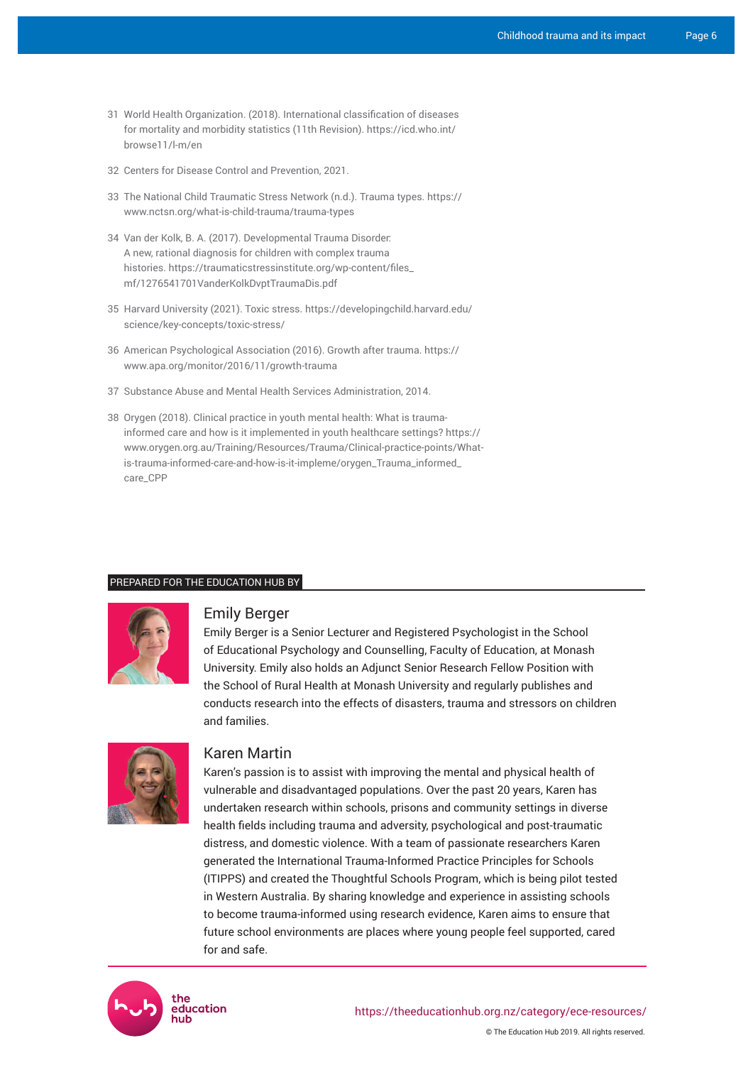31 World Health Organization. (2018). International classification of diseases for mortality and morbidity statistics (11th Revision). https://icd.who.int/browse11/l-m/en

32 Centers for Disease Control and Prevention, 2021.

33 The National Child Traumatic Stress Network (n.d.). Trauma types. https://www.nctsn.org/what-is-child-trauma/trauma-types

34 Van der Kolk, B. A. (2017). Developmental Trauma Disorder: A new, rational diagnosis for children with complex trauma histories. https://traumaticstressinstitute.org/wp-content/files_mf/1276541701VanderKolkDvptTraumaDis.pdf

35 Harvard University (2021). Toxic stress. https://developingchild.harvard.edu/science/key-concepts/toxic-stress/

36 American Psychological Association (2016). Growth after trauma. https://www.apa.org/monitor/2016/11/growth-trauma

37 Substance Abuse and Mental Health Services Administration, 2014.

38 Orygen (2018). Clinical practice in youth mental health: What is trauma-informed care and how is it implemented in youth healthcare settings? https://www.orygen.org.au/Training/Resources/Trauma/Clinical-practice-points/What-is-trauma-informed-care-and-how-is-it-impleme/orygen_Trauma_informed_care_CPP

PREPARED FOR THE EDUCATION HUB BY

## Emily Berger

Emily Berger is a Senior Lecturer and Registered Psychologist in the School of Educational Psychology and Counselling, Faculty of Education, at Monash University. Emily also holds an Adjunct Senior Research Fellow Position with the School of Rural Health at Monash University and regularly publishes and conducts research into the effects of disasters, trauma and stressors on children and families.

## Karen Martin

Karen's passion is to assist with improving the mental and physical health of vulnerable and disadvantaged populations. Over the past 20 years, Karen has undertaken research within schools, prisons and community settings in diverse health fields including trauma and adversity, psychological and post-traumatic distress, and domestic violence. With a team of passionate researchers Karen generated the International Trauma-Informed Practice Principles for Schools (ITIPPS) and created the Thoughtful Schools Program, which is being pilot tested in Western Australia. By sharing knowledge and experience in assisting schools to become trauma-informed using research evidence, Karen aims to ensure that future school environments are places where young people feel supported, cared for and safe.

https://theeducationhub.org.nz/category/ece-resources/

© The Education Hub 2019. All rights reserved.